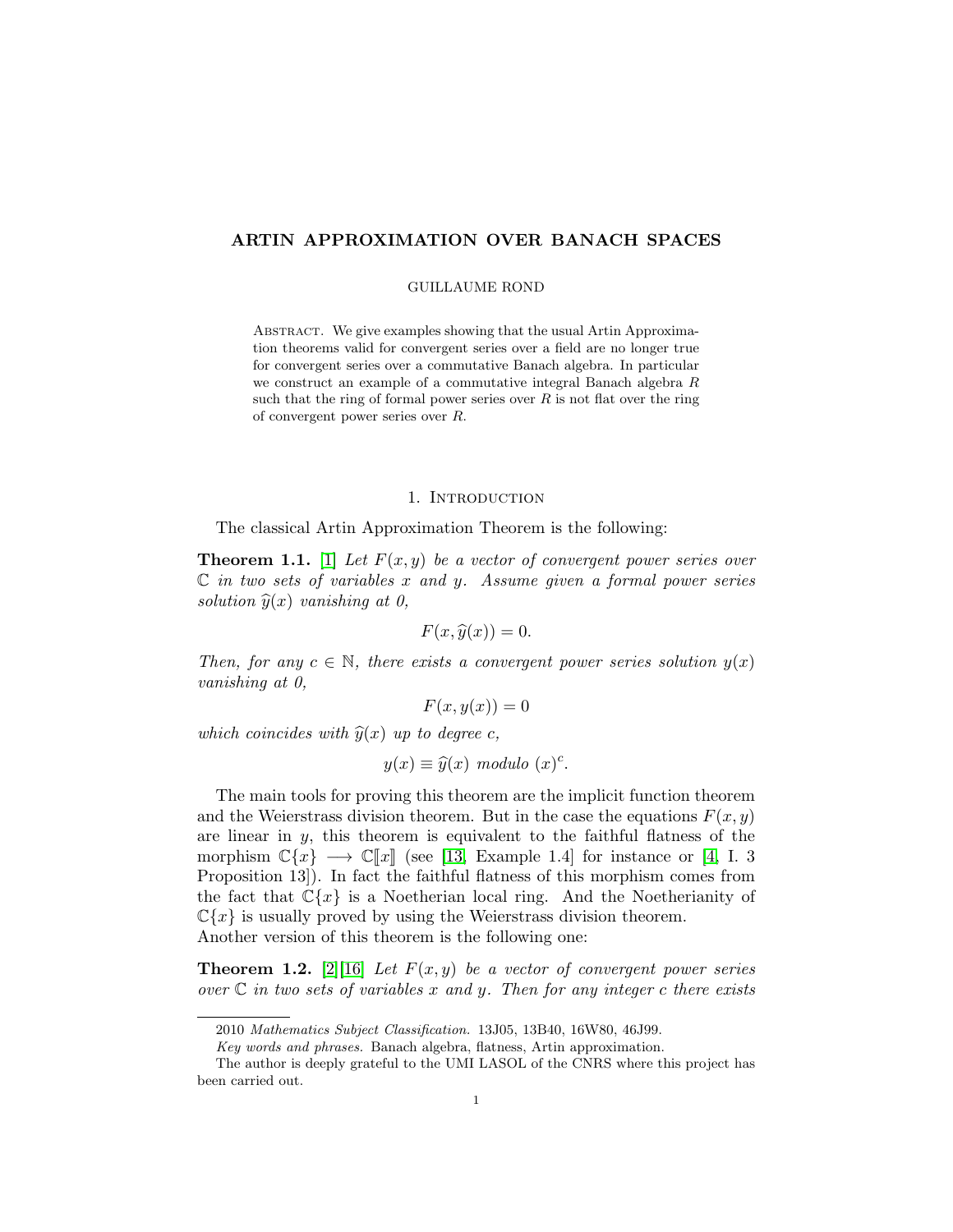# ARTIN APPROXIMATION OVER BANACH SPACES

GUILLAUME ROND

Abstract. We give examples showing that the usual Artin Approximation theorems valid for convergent series over a field are no longer true for convergent series over a commutative Banach algebra. In particular we construct an example of a commutative integral Banach algebra $R$ such that the ring of formal power series over $R$ is not flat over the ring of convergent power series over $R$.

## 1. Introduction

The classical Artin Approximation Theorem is the following:

**Theorem 1.1.** [1] *Let $F(x, y)$ be a vector of convergent power series over $\mathbb{C}$ in two sets of variables $x$ and $y$. Assume given a formal power series solution $\widehat{y}(x)$ vanishing at 0,*

$$F(x, \widehat{y}(x)) = 0.$$

*Then, for any $c \in \mathbb{N}$, there exists a convergent power series solution $y(x)$ vanishing at 0,*

$$F(x, y(x)) = 0$$

*which coincides with $\widehat{y}(x)$ up to degree $c$,*

$$y(x) \equiv \widehat{y}(x) \text{ modulo } (x)^c.$$

The main tools for proving this theorem are the implicit function theorem and the Weierstrass division theorem. But in the case the equations $F(x, y)$ are linear in $y$, this theorem is equivalent to the faithful flatness of the morphism $\mathbb{C}\{x\} \longrightarrow \mathbb{C}[\![x]\!]$ (see [13, Example 1.4] for instance or [4, I. 3 Proposition 13]). In fact the faithful flatness of this morphism comes from the fact that $\mathbb{C}\{x\}$ is a Noetherian local ring. And the Noetherianity of $\mathbb{C}\{x\}$ is usually proved by using the Weierstrass division theorem.
Another version of this theorem is the following one:

**Theorem 1.2.** [2][16] *Let $F(x, y)$ be a vector of convergent power series over $\mathbb{C}$ in two sets of variables $x$ and $y$. Then for any integer $c$ there exists*

---

2010 *Mathematics Subject Classification.* 13J05, 13B40, 16W80, 46J99.

*Key words and phrases.* Banach algebra, flatness, Artin approximation.

The author is deeply grateful to the UMI LASOL of the CNRS where this project has been carried out.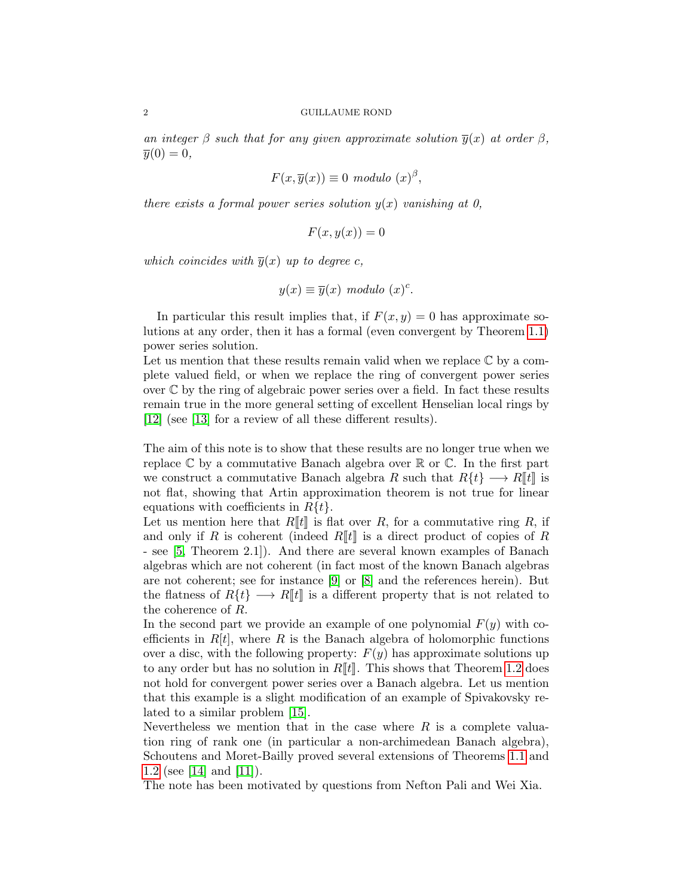*an integer $\beta$ such that for any given approximate solution $\overline{y}(x)$ at order $\beta$, $\overline{y}(0) = 0$,*

$$F(x, \overline{y}(x)) \equiv 0 \text{ modulo } (x)^{\beta},$$

*there exists a formal power series solution $y(x)$ vanishing at 0,*

$$F(x, y(x)) = 0$$

*which coincides with $\overline{y}(x)$ up to degree $c$,*

$$y(x) \equiv \overline{y}(x) \text{ modulo } (x)^{c}.$$

In particular this result implies that, if $F(x, y) = 0$ has approximate solutions at any order, then it has a formal (even convergent by Theorem 1.1) power series solution.
Let us mention that these results remain valid when we replace $\mathbb{C}$ by a complete valued field, or when we replace the ring of convergent power series over $\mathbb{C}$ by the ring of algebraic power series over a field. In fact these results remain true in the more general setting of excellent Henselian local rings by [12] (see [13] for a review of all these different results).

The aim of this note is to show that these results are no longer true when we replace $\mathbb{C}$ by a commutative Banach algebra over $\mathbb{R}$ or $\mathbb{C}$. In the first part we construct a commutative Banach algebra $R$ such that $R\{t\} \longrightarrow R[\![t]\!]$ is not flat, showing that Artin approximation theorem is not true for linear equations with coefficients in $R\{t\}$.
Let us mention here that $R[\![t]\!]$ is flat over $R$, for a commutative ring $R$, if and only if $R$ is coherent (indeed $R[\![t]\!]$ is a direct product of copies of $R$ - see [5, Theorem 2.1]). And there are several known examples of Banach algebras which are not coherent (in fact most of the known Banach algebras are not coherent; see for instance [9] or [8] and the references herein). But the flatness of $R\{t\} \longrightarrow R[\![t]\!]$ is a different property that is not related to the coherence of $R$.
In the second part we provide an example of one polynomial $F(y)$ with coefficients in $R[t]$, where $R$ is the Banach algebra of holomorphic functions over a disc, with the following property: $F(y)$ has approximate solutions up to any order but has no solution in $R[\![t]\!]$. This shows that Theorem 1.2 does not hold for convergent power series over a Banach algebra. Let us mention that this example is a slight modification of an example of Spivakovsky related to a similar problem [15].
Nevertheless we mention that in the case where $R$ is a complete valuation ring of rank one (in particular a non-archimedean Banach algebra), Schoutens and Moret-Bailly proved several extensions of Theorems 1.1 and 1.2 (see [14] and [11]).
The note has been motivated by questions from Nefton Pali and Wei Xia.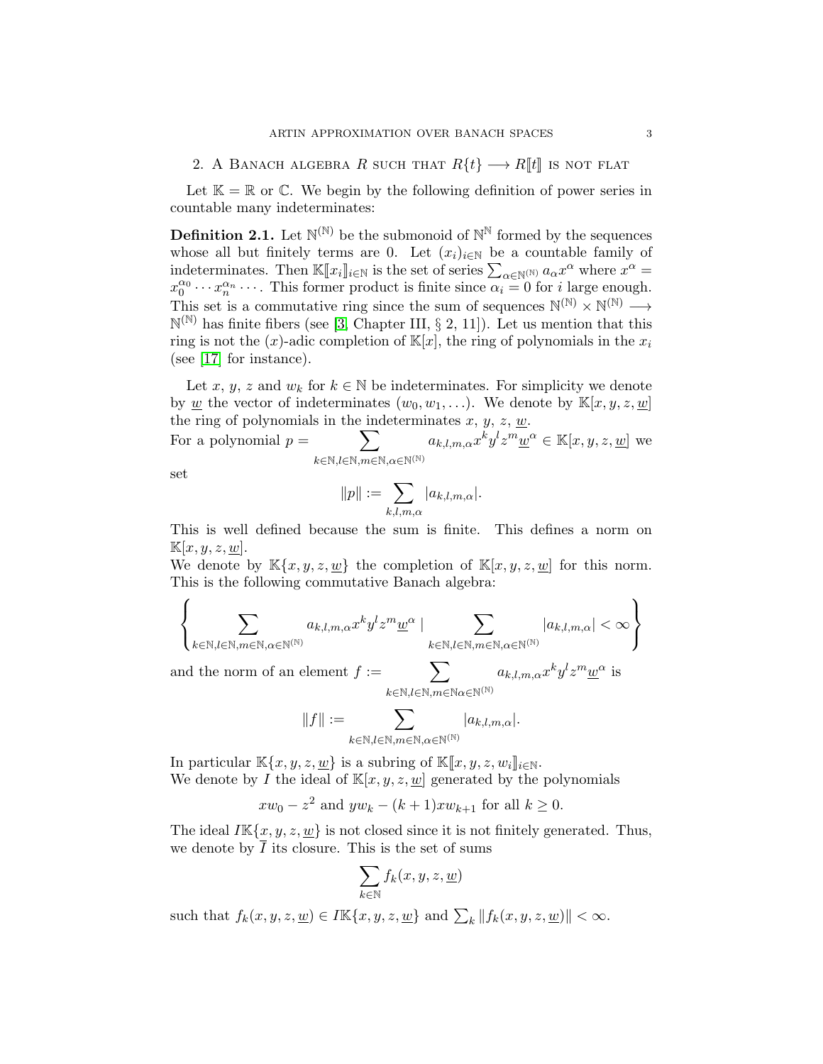## 2. A Banach algebra $R$ such that $R\{t\} \longrightarrow R[\![t]\!]$ is not flat

Let $\mathbb{K} = \mathbb{R}$ or $\mathbb{C}$. We begin by the following definition of power series in countable many indeterminates:

**Definition 2.1.** Let $\mathbb{N}^{(\mathbb{N})}$ be the submonoid of $\mathbb{N}^{\mathbb{N}}$ formed by the sequences whose all but finitely terms are 0. Let $(x_i)_{i\in\mathbb{N}}$ be a countable family of indeterminates. Then $\mathbb{K}[\![x_i]\!]_{i\in\mathbb{N}}$ is the set of series $\sum_{\alpha\in\mathbb{N}^{(\mathbb{N})}} a_\alpha x^\alpha$ where $x^\alpha = x_0^{\alpha_0}\cdots x_n^{\alpha_n}\cdots$. This former product is finite since $\alpha_i = 0$ for $i$ large enough. This set is a commutative ring since the sum of sequences $\mathbb{N}^{(\mathbb{N})}\times\mathbb{N}^{(\mathbb{N})} \longrightarrow \mathbb{N}^{(\mathbb{N})}$ has finite fibers (see [3, Chapter III, § 2, 11]). Let us mention that this ring is not the $(x)$-adic completion of $\mathbb{K}[x]$, the ring of polynomials in the $x_i$ (see [17] for instance).

Let $x$, $y$, $z$ and $w_k$ for $k\in\mathbb{N}$ be indeterminates. For simplicity we denote by $\underline{w}$ the vector of indeterminates $(w_0, w_1, \ldots)$. We denote by $\mathbb{K}[x, y, z, \underline{w}]$ the ring of polynomials in the indeterminates $x$, $y$, $z$, $\underline{w}$.
For a polynomial $p = \sum_{k\in\mathbb{N}, l\in\mathbb{N}, m\in\mathbb{N}, \alpha\in\mathbb{N}^{(\mathbb{N})}} a_{k,l,m,\alpha} x^k y^l z^m \underline{w}^\alpha \in \mathbb{K}[x, y, z, \underline{w}]$ we set

$$\|p\| := \sum_{k,l,m,\alpha} |a_{k,l,m,\alpha}|.$$

This is well defined because the sum is finite. This defines a norm on $\mathbb{K}[x, y, z, \underline{w}]$.
We denote by $\mathbb{K}\{x, y, z, \underline{w}\}$ the completion of $\mathbb{K}[x, y, z, \underline{w}]$ for this norm. This is the following commutative Banach algebra:

$$\left\{ \sum_{k\in\mathbb{N}, l\in\mathbb{N}, m\in\mathbb{N}, \alpha\in\mathbb{N}^{(\mathbb{N})}} a_{k,l,m,\alpha} x^k y^l z^m \underline{w}^\alpha \mid \sum_{k\in\mathbb{N}, l\in\mathbb{N}, m\in\mathbb{N}, \alpha\in\mathbb{N}^{(\mathbb{N})}} |a_{k,l,m,\alpha}| < \infty \right\}$$

and the norm of an element $f := \sum_{k\in\mathbb{N}, l\in\mathbb{N}, m\in\mathbb{N}\alpha\in\mathbb{N}^{(\mathbb{N})}} a_{k,l,m,\alpha} x^k y^l z^m \underline{w}^\alpha$ is

$$\|f\| := \sum_{k\in\mathbb{N}, l\in\mathbb{N}, m\in\mathbb{N}, \alpha\in\mathbb{N}^{(\mathbb{N})}} |a_{k,l,m,\alpha}|.$$

In particular $\mathbb{K}\{x, y, z, \underline{w}\}$ is a subring of $\mathbb{K}[\![x, y, z, w_i]\!]_{i\in\mathbb{N}}$.
We denote by $I$ the ideal of $\mathbb{K}[x, y, z, \underline{w}]$ generated by the polynomials

$$xw_0 - z^2 \text{ and } yw_k - (k+1)xw_{k+1} \text{ for all } k \geq 0.$$

The ideal $I\mathbb{K}\{x, y, z, \underline{w}\}$ is not closed since it is not finitely generated. Thus, we denote by $\overline{I}$ its closure. This is the set of sums

$$\sum_{k\in\mathbb{N}} f_k(x, y, z, \underline{w})$$

such that $f_k(x, y, z, \underline{w}) \in I\mathbb{K}\{x, y, z, \underline{w}\}$ and $\sum_k \|f_k(x, y, z, \underline{w})\| < \infty$.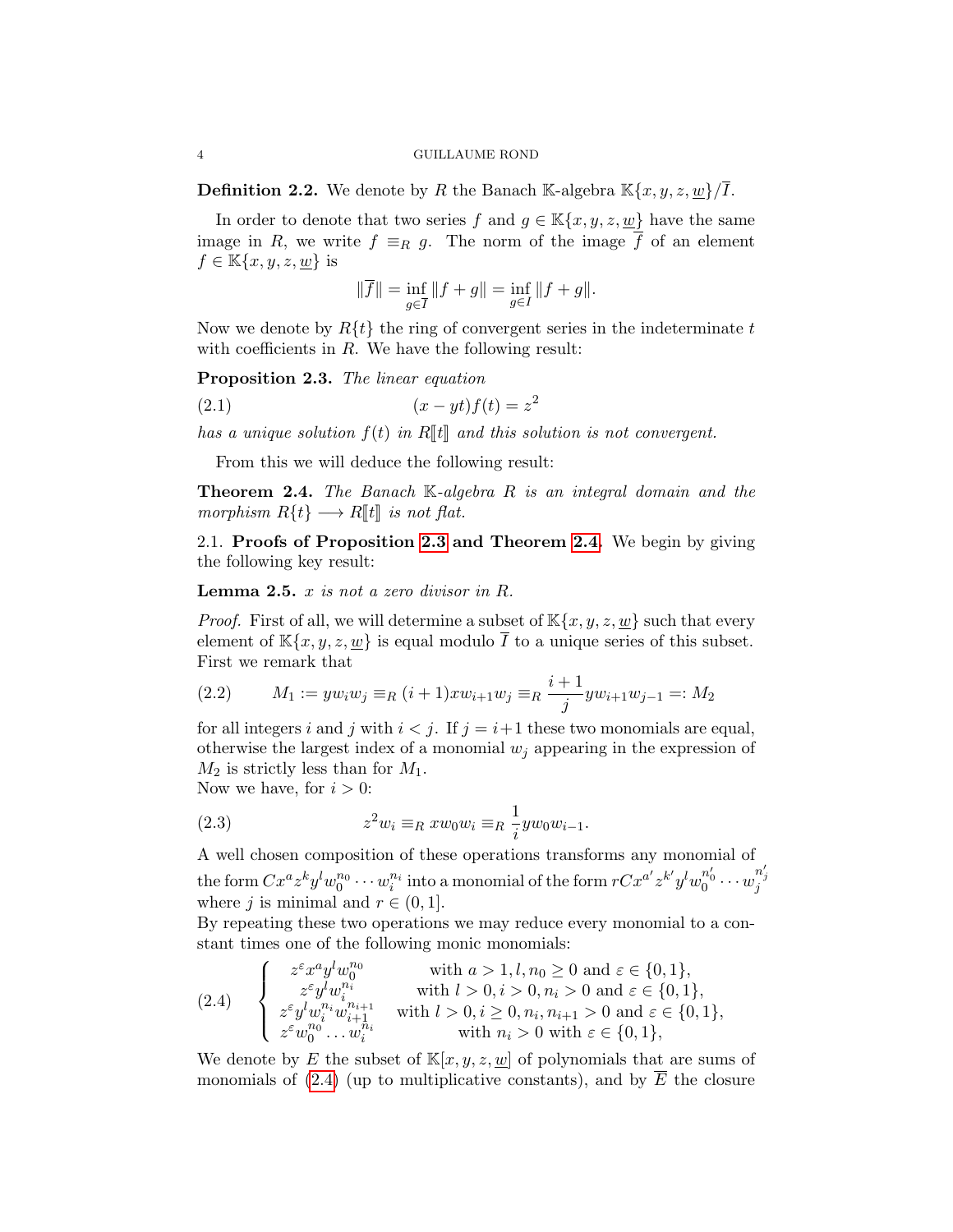**Definition 2.2.** We denote by $R$ the Banach $\mathbb{K}$-algebra $\mathbb{K}\{x, y, z, \underline{w}\}/\overline{I}$.

In order to denote that two series $f$ and $g \in \mathbb{K}\{x, y, z, \underline{w}\}$ have the same image in $R$, we write $f \equiv_R g$. The norm of the image $\overline{f}$ of an element $f \in \mathbb{K}\{x, y, z, \underline{w}\}$ is

$$\|\overline{f}\| = \inf_{g \in \overline{I}} \|f + g\| = \inf_{g \in I} \|f + g\|.$$

Now we denote by $R\{t\}$ the ring of convergent series in the indeterminate $t$ with coefficients in $R$. We have the following result:

**Proposition 2.3.** *The linear equation*

$$(x - yt)f(t) = z^2 \tag{2.1}$$

*has a unique solution $f(t)$ in $R[\![t]\!]$ and this solution is not convergent.*

From this we will deduce the following result:

**Theorem 2.4.** *The Banach $\mathbb{K}$-algebra $R$ is an integral domain and the morphism $R\{t\} \longrightarrow R[\![t]\!]$ is not flat.*

2.1. **Proofs of Proposition 2.3 and Theorem 2.4.** We begin by giving the following key result:

**Lemma 2.5.** *$x$ is not a zero divisor in $R$.*

*Proof.* First of all, we will determine a subset of $\mathbb{K}\{x, y, z, \underline{w}\}$ such that every element of $\mathbb{K}\{x, y, z, \underline{w}\}$ is equal modulo $\overline{I}$ to a unique series of this subset. First we remark that

$$M_1 := yw_iw_j \equiv_R (i+1)xw_{i+1}w_j \equiv_R \frac{i+1}{j}yw_{i+1}w_{j-1} =: M_2 \tag{2.2}$$

for all integers $i$ and $j$ with $i < j$. If $j = i+1$ these two monomials are equal, otherwise the largest index of a monomial $w_j$ appearing in the expression of $M_2$ is strictly less than for $M_1$.
Now we have, for $i > 0$:

$$z^2 w_i \equiv_R xw_0w_i \equiv_R \frac{1}{i}yw_0w_{i-1}. \tag{2.3}$$

A well chosen composition of these operations transforms any monomial of the form $Cx^az^ky^lw_0^{n_0}\cdots w_i^{n_i}$ into a monomial of the form $rCx^{a'}z^{k'}y^lw_0^{n'_0}\cdots w_j^{n'_j}$ where $j$ is minimal and $r \in (0, 1]$.
By repeating these two operations we may reduce every monomial to a constant times one of the following monic monomials:

$$\begin{cases} z^\varepsilon x^a y^l w_0^{n_0} & \text{with } a > 1, l, n_0 \geq 0 \text{ and } \varepsilon \in \{0,1\}, \\ z^\varepsilon y^l w_i^{n_i} & \text{with } l > 0, i > 0, n_i > 0 \text{ and } \varepsilon \in \{0,1\}, \\ z^\varepsilon y^l w_i^{n_i} w_{i+1}^{n_{i+1}} & \text{with } l > 0, i \geq 0, n_i, n_{i+1} > 0 \text{ and } \varepsilon \in \{0,1\}, \\ z^\varepsilon w_0^{n_0} \dots w_i^{n_i} & \text{with } n_i > 0 \text{ with } \varepsilon \in \{0,1\}, \end{cases} \tag{2.4}$$

We denote by $E$ the subset of $\mathbb{K}[x, y, z, \underline{w}]$ of polynomials that are sums of monomials of (2.4) (up to multiplicative constants), and by $\overline{E}$ the closure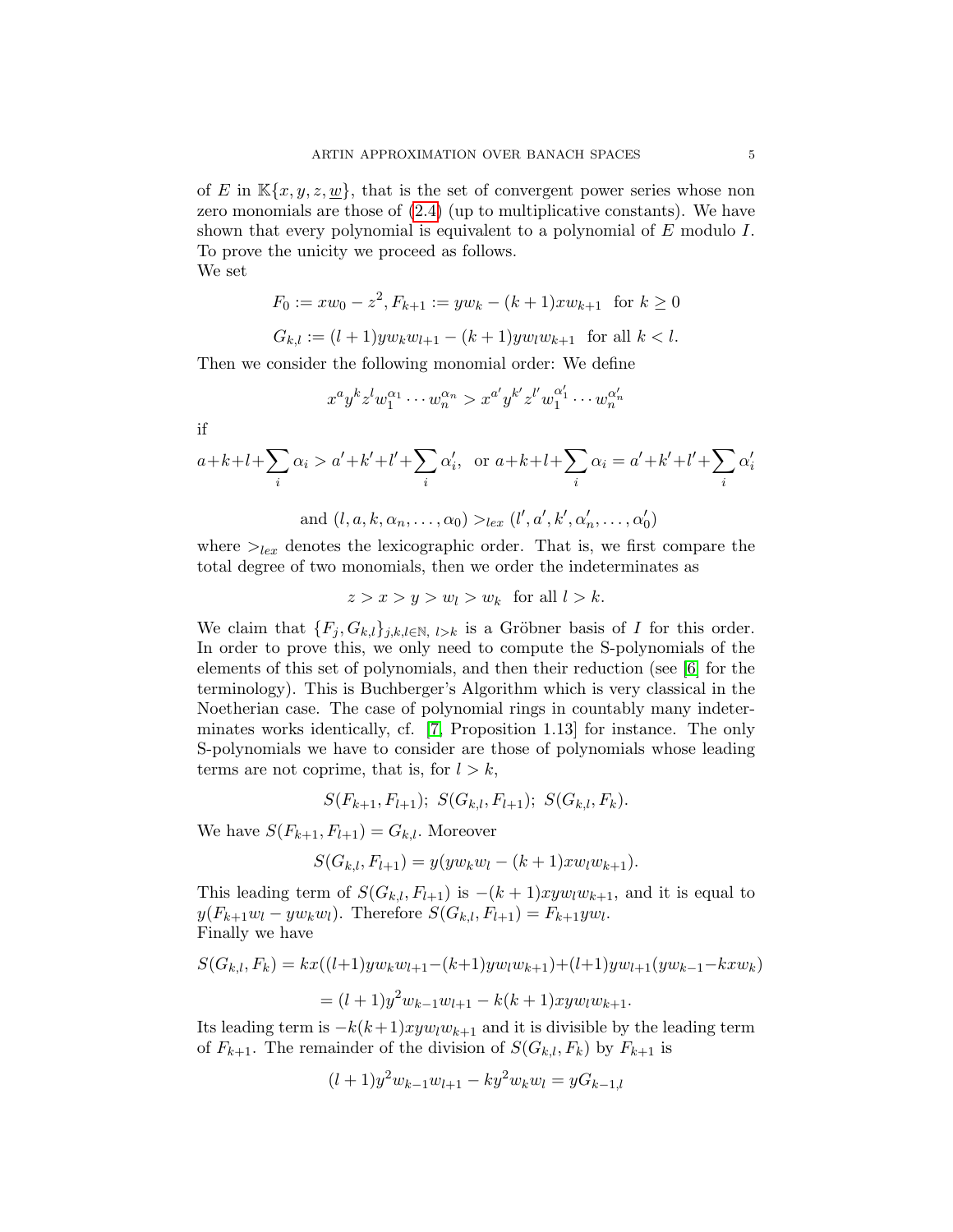of $E$ in $\mathbb{K}\{x,y,z,\underline{w}\}$, that is the set of convergent power series whose non zero monomials are those of (2.4) (up to multiplicative constants). We have shown that every polynomial is equivalent to a polynomial of $E$ modulo $I$. To prove the unicity we proceed as follows.
We set

$$F_0 := xw_0 - z^2, F_{k+1} := yw_k - (k+1)xw_{k+1} \ \text{ for } k \geq 0$$

$$G_{k,l} := (l+1)yw_kw_{l+1} - (k+1)yw_lw_{k+1} \ \text{ for all } k < l.$$

Then we consider the following monomial order: We define

$$x^ay^kz^lw_1^{\alpha_1}\cdots w_n^{\alpha_n} > x^{a'}y^{k'}z^{l'}w_1^{\alpha'_1}\cdots w_n^{\alpha'_n}$$

if

$$a+k+l+\sum_i \alpha_i > a'+k'+l'+\sum_i \alpha'_i, \ \text{ or } a+k+l+\sum_i \alpha_i = a'+k'+l'+\sum_i \alpha'_i$$

$$\text{and } (l,a,k,\alpha_n,\ldots,\alpha_0) >_{lex} (l',a',k',\alpha'_n,\ldots,\alpha'_0)$$

where $>_{lex}$ denotes the lexicographic order. That is, we first compare the total degree of two monomials, then we order the indeterminates as

$$z > x > y > w_l > w_k \ \text{ for all } l > k.$$

We claim that $\{F_j, G_{k,l}\}_{j,k,l\in\mathbb{N},\ l>k}$ is a Gröbner basis of $I$ for this order. In order to prove this, we only need to compute the S-polynomials of the elements of this set of polynomials, and then their reduction (see [6] for the terminology). This is Buchberger's Algorithm which is very classical in the Noetherian case. The case of polynomial rings in countably many indeterminates works identically, cf. [7, Proposition 1.13] for instance. The only S-polynomials we have to consider are those of polynomials whose leading terms are not coprime, that is, for $l > k$,

$$S(F_{k+1}, F_{l+1});\ S(G_{k,l}, F_{l+1});\ S(G_{k,l}, F_k).$$

We have $S(F_{k+1}, F_{l+1}) = G_{k,l}$. Moreover

$$S(G_{k,l}, F_{l+1}) = y(yw_kw_l - (k+1)xw_lw_{k+1}).$$

This leading term of $S(G_{k,l}, F_{l+1})$ is $-(k+1)xyw_lw_{k+1}$, and it is equal to $y(F_{k+1}w_l - yw_kw_l)$. Therefore $S(G_{k,l}, F_{l+1}) = F_{k+1}yw_l$.
Finally we have

$$S(G_{k,l}, F_k) = kx((l+1)yw_kw_{l+1} - (k+1)yw_lw_{k+1}) + (l+1)yw_{l+1}(yw_{k-1} - kxw_k)$$

$$= (l+1)y^2w_{k-1}w_{l+1} - k(k+1)xyw_lw_{k+1}.$$

Its leading term is $-k(k+1)xyw_lw_{k+1}$ and it is divisible by the leading term of $F_{k+1}$. The remainder of the division of $S(G_{k,l}, F_k)$ by $F_{k+1}$ is

$$(l+1)y^2w_{k-1}w_{l+1} - ky^2w_kw_l = yG_{k-1,l}$$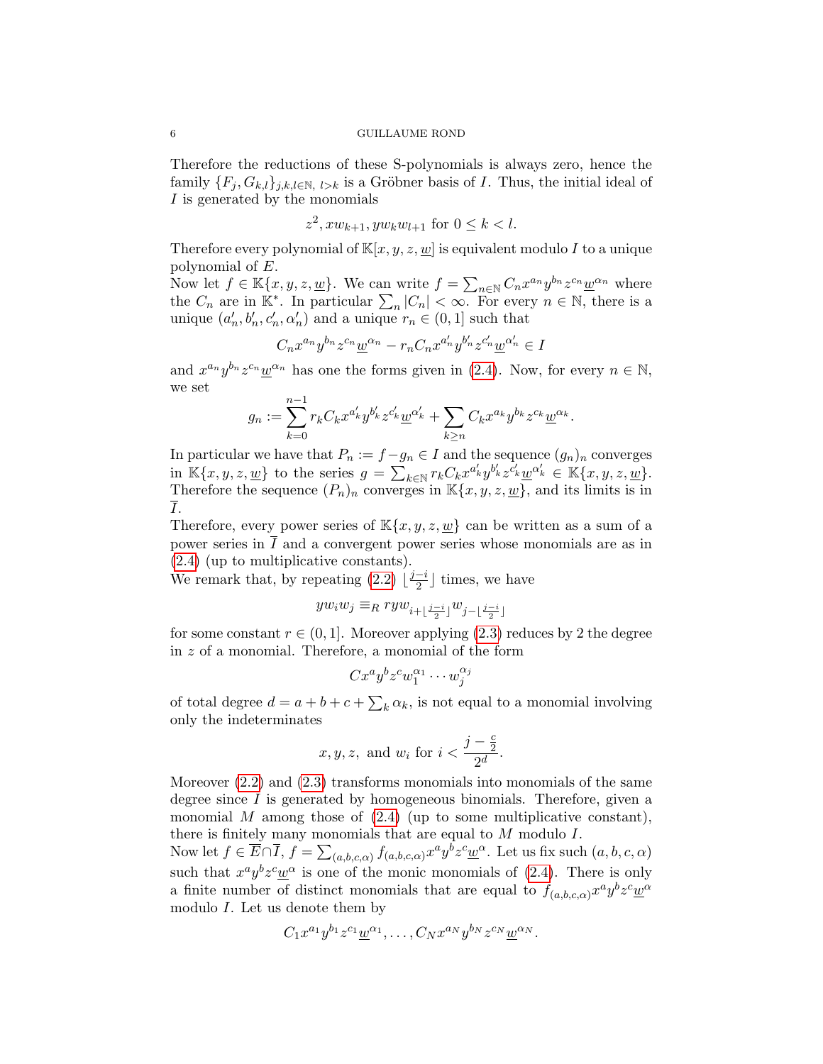Therefore the reductions of these S-polynomials is always zero, hence the family $\{F_j, G_{k,l}\}_{j,k,l\in\mathbb{N},\ l>k}$ is a Gröbner basis of $I$. Thus, the initial ideal of $I$ is generated by the monomials

$$z^2, xw_{k+1}, yw_kw_{l+1} \text{ for } 0 \leq k < l.$$

Therefore every polynomial of $\mathbb{K}[x, y, z, \underline{w}]$ is equivalent modulo $I$ to a unique polynomial of $E$.

Now let $f \in \mathbb{K}\{x, y, z, \underline{w}\}$. We can write $f = \sum_{n\in\mathbb{N}} C_n x^{a_n} y^{b_n} z^{c_n} \underline{w}^{\alpha_n}$ where the $C_n$ are in $\mathbb{K}^*$. In particular $\sum_n |C_n| < \infty$. For every $n \in \mathbb{N}$, there is a unique $(a'_n, b'_n, c'_n, \alpha'_n)$ and a unique $r_n \in (0, 1]$ such that

$$C_n x^{a_n} y^{b_n} z^{c_n} \underline{w}^{\alpha_n} - r_n C_n x^{a'_n} y^{b'_n} z^{c'_n} \underline{w}^{\alpha'_n} \in I$$

and $x^{a_n} y^{b_n} z^{c_n} \underline{w}^{\alpha_n}$ has one the forms given in (2.4). Now, for every $n \in \mathbb{N}$, we set

$$g_n := \sum_{k=0}^{n-1} r_k C_k x^{a'_k} y^{b'_k} z^{c'_k} \underline{w}^{\alpha'_k} + \sum_{k\geq n} C_k x^{a_k} y^{b_k} z^{c_k} \underline{w}^{\alpha_k}.$$

In particular we have that $P_n := f - g_n \in I$ and the sequence $(g_n)_n$ converges in $\mathbb{K}\{x, y, z, \underline{w}\}$ to the series $g = \sum_{k\in\mathbb{N}} r_k C_k x^{a'_k} y^{b'_k} z^{c'_k} \underline{w}^{\alpha'_k} \in \mathbb{K}\{x, y, z, \underline{w}\}$. Therefore the sequence $(P_n)_n$ converges in $\mathbb{K}\{x, y, z, \underline{w}\}$, and its limits is in $\overline{I}$.

Therefore, every power series of $\mathbb{K}\{x, y, z, \underline{w}\}$ can be written as a sum of a power series in $\overline{I}$ and a convergent power series whose monomials are as in (2.4) (up to multiplicative constants).

We remark that, by repeating (2.2) $\lfloor \frac{j-i}{2} \rfloor$ times, we have

$$yw_iw_j \equiv_R ryw_{i+\lfloor \frac{j-i}{2} \rfloor} w_{j-\lfloor \frac{j-i}{2} \rfloor}$$

for some constant $r \in (0, 1]$. Moreover applying (2.3) reduces by 2 the degree in $z$ of a monomial. Therefore, a monomial of the form

$$Cx^a y^b z^c w_1^{\alpha_1} \cdots w_j^{\alpha_j}$$

of total degree $d = a + b + c + \sum_k \alpha_k$, is not equal to a monomial involving only the indeterminates

$$x, y, z, \text{ and } w_i \text{ for } i < \frac{j - \frac{c}{2}}{2^d}.$$

Moreover (2.2) and (2.3) transforms monomials into monomials of the same degree since $I$ is generated by homogeneous binomials. Therefore, given a monomial $M$ among those of (2.4) (up to some multiplicative constant), there is finitely many monomials that are equal to $M$ modulo $I$.

Now let $f \in \overline{E} \cap \overline{I}$, $f = \sum_{(a,b,c,\alpha)} f_{(a,b,c,\alpha)} x^a y^b z^c \underline{w}^\alpha$. Let us fix such $(a, b, c, \alpha)$ such that $x^a y^b z^c \underline{w}^\alpha$ is one of the monic monomials of (2.4). There is only a finite number of distinct monomials that are equal to $f_{(a,b,c,\alpha)} x^a y^b z^c \underline{w}^\alpha$ modulo $I$. Let us denote them by

$$C_1 x^{a_1} y^{b_1} z^{c_1} \underline{w}^{\alpha_1}, \ldots, C_N x^{a_N} y^{b_N} z^{c_N} \underline{w}^{\alpha_N}.$$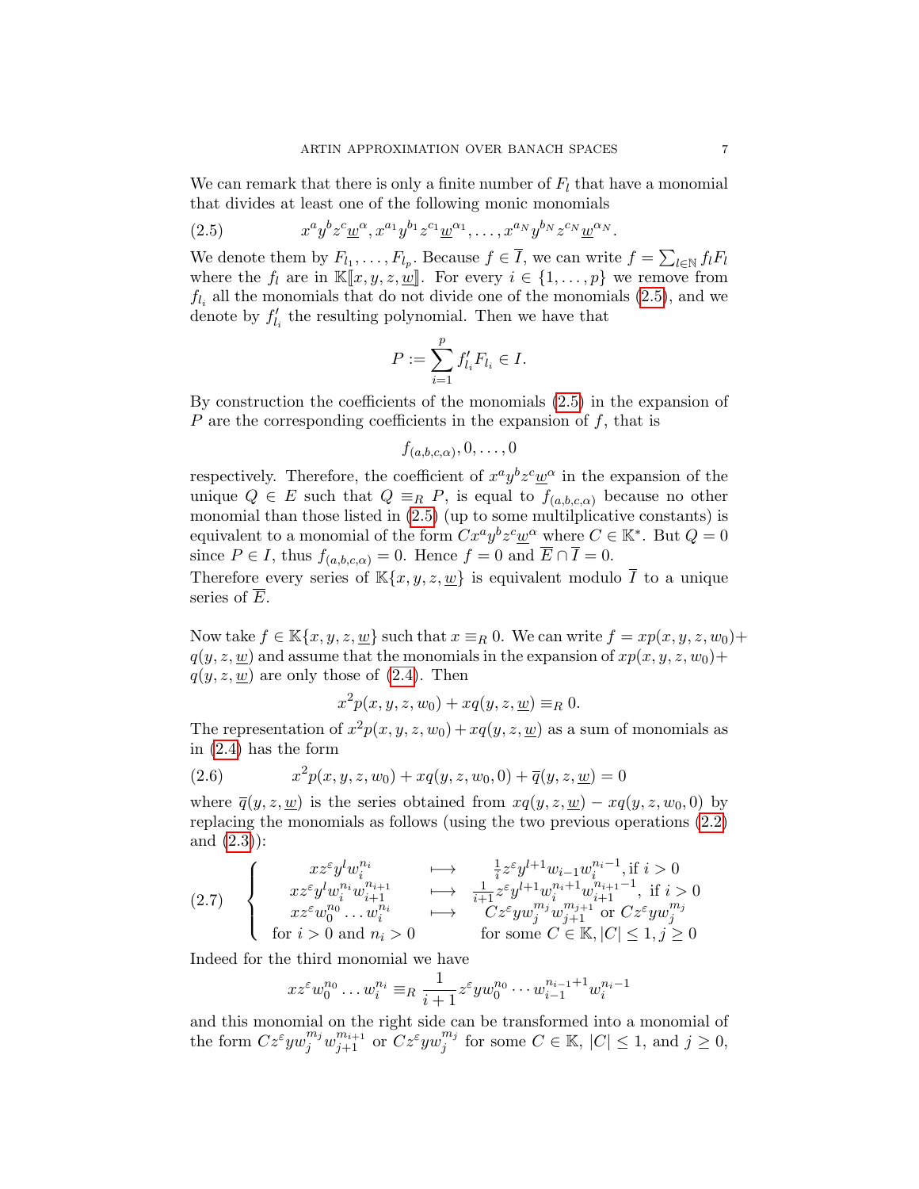We can remark that there is only a finite number of $F_l$ that have a monomial that divides at least one of the following monic monomials

$$x^a y^b z^c \underline{w}^\alpha, x^{a_1} y^{b_1} z^{c_1} \underline{w}^{\alpha_1}, \ldots, x^{a_N} y^{b_N} z^{c_N} \underline{w}^{\alpha_N}. \tag{2.5}$$

We denote them by $F_{l_1}, \ldots, F_{l_p}$. Because $f \in \overline{I}$, we can write $f = \sum_{l \in \mathbb{N}} f_l F_l$ where the $f_l$ are in $\mathbb{K}[\![x, y, z, \underline{w}]\!]$. For every $i \in \{1, \ldots, p\}$ we remove from $f_{l_i}$ all the monomials that do not divide one of the monomials (2.5), and we denote by $f'_{l_i}$ the resulting polynomial. Then we have that

$$P := \sum_{i=1}^{p} f'_{l_i} F_{l_i} \in I.$$

By construction the coefficients of the monomials (2.5) in the expansion of $P$ are the corresponding coefficients in the expansion of $f$, that is

$$f_{(a,b,c,\alpha)}, 0, \ldots, 0$$

respectively. Therefore, the coefficient of $x^a y^b z^c \underline{w}^\alpha$ in the expansion of the unique $Q \in E$ such that $Q \equiv_R P$, is equal to $f_{(a,b,c,\alpha)}$ because no other monomial than those listed in (2.5) (up to some multilplicative constants) is equivalent to a monomial of the form $Cx^a y^b z^c \underline{w}^\alpha$ where $C \in \mathbb{K}^*$. But $Q = 0$ since $P \in I$, thus $f_{(a,b,c,\alpha)} = 0$. Hence $f = 0$ and $\overline{E} \cap \overline{I} = 0$.
Therefore every series of $\mathbb{K}\{x, y, z, \underline{w}\}$ is equivalent modulo $\overline{I}$ to a unique series of $\overline{E}$.

Now take $f \in \mathbb{K}\{x, y, z, \underline{w}\}$ such that $x \equiv_R 0$. We can write $f = xp(x, y, z, w_0) + q(y, z, \underline{w})$ and assume that the monomials in the expansion of $xp(x, y, z, w_0) + q(y, z, \underline{w})$ are only those of (2.4). Then

$$x^2 p(x, y, z, w_0) + xq(y, z, \underline{w}) \equiv_R 0.$$

The representation of $x^2 p(x, y, z, w_0) + xq(y, z, \underline{w})$ as a sum of monomials as in (2.4) has the form

$$x^2 p(x, y, z, w_0) + xq(y, z, w_0, 0) + \overline{q}(y, z, \underline{w}) = 0 \tag{2.6}$$

where $\overline{q}(y, z, \underline{w})$ is the series obtained from $xq(y, z, \underline{w}) - xq(y, z, w_0, 0)$ by replacing the monomials as follows (using the two previous operations (2.2) and (2.3)):

$$\left\{ \begin{array}{ccc} xz^\varepsilon y^l w_i^{n_i} & \longmapsto & \frac{1}{i} z^\varepsilon y^{l+1} w_{i-1} w_i^{n_i - 1}, \text{if } i > 0 \\ xz^\varepsilon y^l w_i^{n_i} w_{i+1}^{n_{i+1}} & \longmapsto & \frac{1}{i+1} z^\varepsilon y^{l+1} w_i^{n_i+1} w_{i+1}^{n_{i+1}-1}, \text{ if } i > 0 \\ xz^\varepsilon w_0^{n_0} \ldots w_i^{n_i} & \longmapsto & Cz^\varepsilon y w_j^{m_j} w_{j+1}^{m_{j+1}} \text{ or } Cz^\varepsilon y w_j^{m_j} \\ \text{for } i > 0 \text{ and } n_i > 0 & & \text{for some } C \in \mathbb{K}, |C| \leq 1, j \geq 0 \end{array} \right. \tag{2.7}$$

Indeed for the third monomial we have

$$xz^\varepsilon w_0^{n_0} \ldots w_i^{n_i} \equiv_R \frac{1}{i+1} z^\varepsilon y w_0^{n_0} \cdots w_{i-1}^{n_{i-1}+1} w_i^{n_i - 1}$$

and this monomial on the right side can be transformed into a monomial of the form $Cz^\varepsilon y w_j^{m_j} w_{j+1}^{m_{i+1}}$ or $Cz^\varepsilon y w_j^{m_j}$ for some $C \in \mathbb{K}$, $|C| \leq 1$, and $j \geq 0$,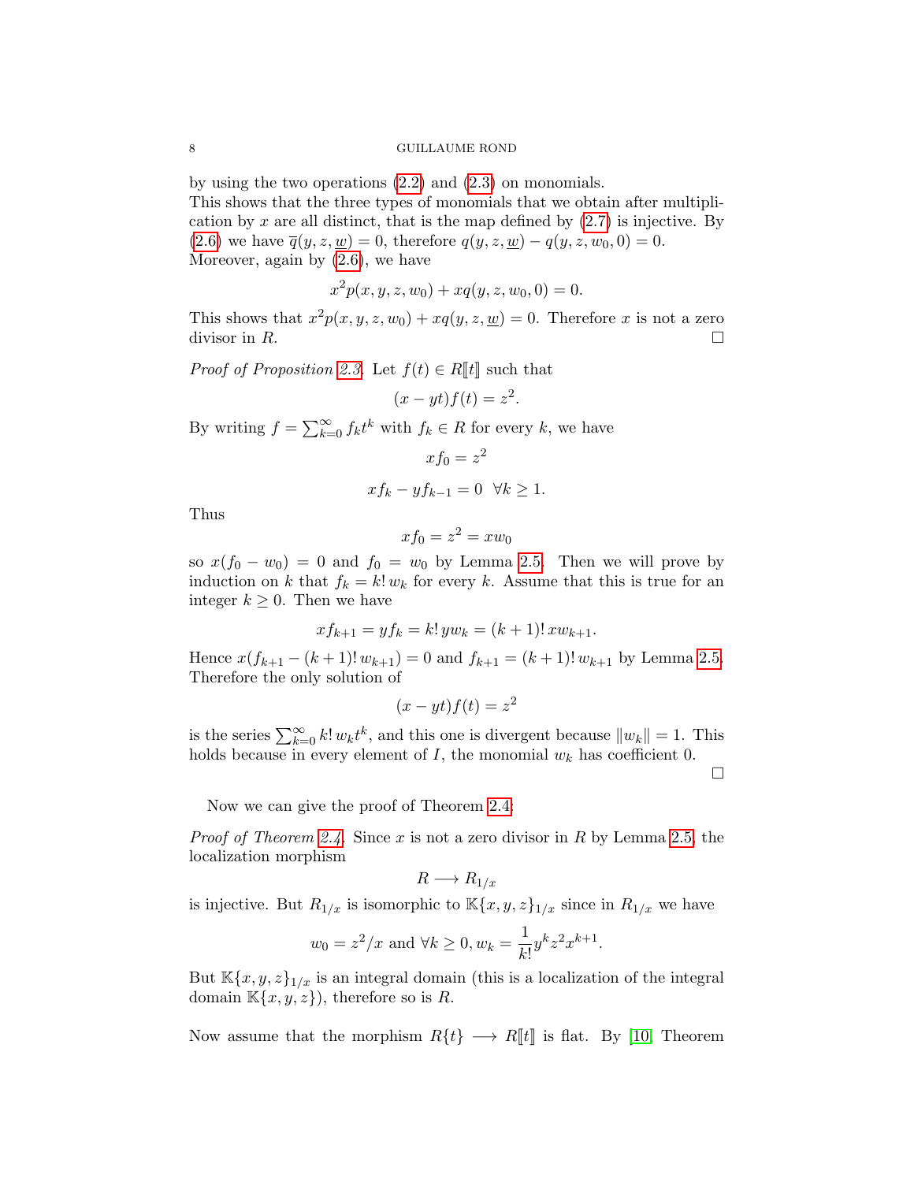by using the two operations (2.2) and (2.3) on monomials.
This shows that the three types of monomials that we obtain after multiplication by $x$ are all distinct, that is the map defined by (2.7) is injective. By (2.6) we have $\overline{q}(y,z,\underline{w})=0$, therefore $q(y,z,\underline{w})-q(y,z,w_0,0)=0$. Moreover, again by (2.6), we have

$$x^2p(x,y,z,w_0)+xq(y,z,w_0,0)=0.$$

This shows that $x^2p(x,y,z,w_0)+xq(y,z,\underline{w})=0$. Therefore $x$ is not a zero divisor in $R$. □

*Proof of Proposition 2.3.* Let $f(t)\in R[\![t]\!]$ such that

$$(x-yt)f(t)=z^2.$$

By writing $f=\sum_{k=0}^{\infty}f_kt^k$ with $f_k\in R$ for every $k$, we have

$$xf_0=z^2$$

$$xf_k-yf_{k-1}=0 \ \ \forall k\geq 1.$$

Thus

$$xf_0=z^2=xw_0$$

so $x(f_0-w_0)=0$ and $f_0=w_0$ by Lemma 2.5. Then we will prove by induction on $k$ that $f_k=k!\,w_k$ for every $k$. Assume that this is true for an integer $k\geq 0$. Then we have

$$xf_{k+1}=yf_k=k!\,yw_k=(k+1)!\,xw_{k+1}.$$

Hence $x(f_{k+1}-(k+1)!\,w_{k+1})=0$ and $f_{k+1}=(k+1)!\,w_{k+1}$ by Lemma 2.5. Therefore the only solution of

$$(x-yt)f(t)=z^2$$

is the series $\sum_{k=0}^{\infty}k!\,w_kt^k$, and this one is divergent because $\|w_k\|=1$. This holds because in every element of $I$, the monomial $w_k$ has coefficient 0. □

Now we can give the proof of Theorem 2.4:

*Proof of Theorem 2.4.* Since $x$ is not a zero divisor in $R$ by Lemma 2.5, the localization morphism

$$R\longrightarrow R_{1/x}$$

is injective. But $R_{1/x}$ is isomorphic to $\mathbb{K}\{x,y,z\}_{1/x}$ since in $R_{1/x}$ we have

$$w_0=z^2/x \text{ and } \forall k\geq 0, w_k=\frac{1}{k!}y^kz^2x^{k+1}.$$

But $\mathbb{K}\{x,y,z\}_{1/x}$ is an integral domain (this is a localization of the integral domain $\mathbb{K}\{x,y,z\}$), therefore so is $R$.

Now assume that the morphism $R\{t\}\longrightarrow R[\![t]\!]$ is flat. By [10, Theorem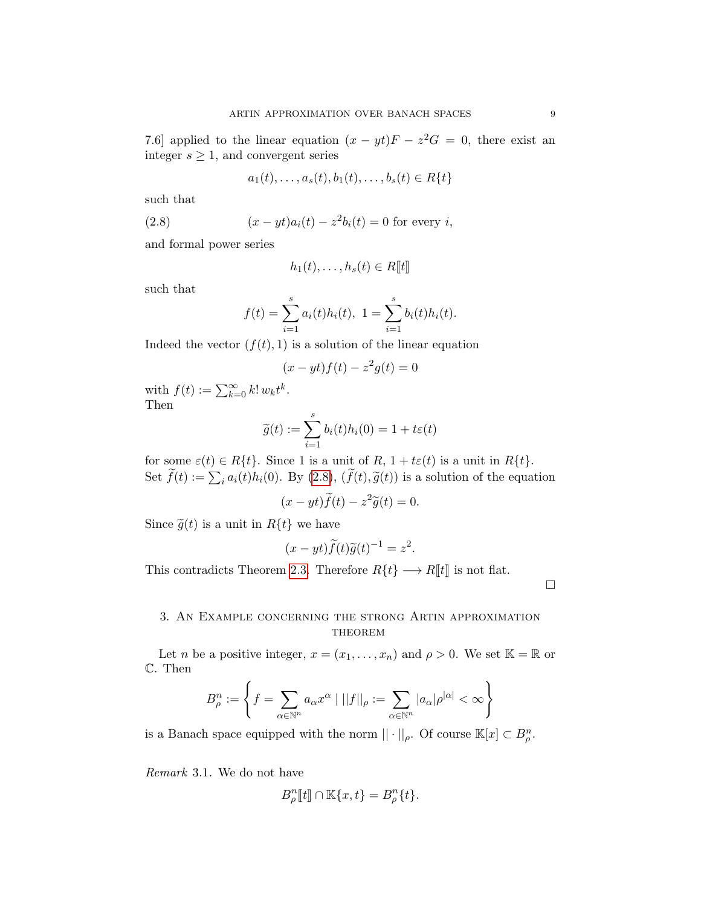7.6] applied to the linear equation $(x-yt)F - z^2G = 0$, there exist an integer $s \geq 1$, and convergent series

$$a_1(t), \dots, a_s(t), b_1(t), \dots, b_s(t) \in R\{t\}$$

such that

$$(x-yt)a_i(t) - z^2 b_i(t) = 0 \text{ for every } i, \tag{2.8}$$

and formal power series

$$h_1(t), \dots, h_s(t) \in R[\![t]\!]$$

such that

$$f(t) = \sum_{i=1}^{s} a_i(t)h_i(t), \ 1 = \sum_{i=1}^{s} b_i(t)h_i(t).$$

Indeed the vector $(f(t), 1)$ is a solution of the linear equation

$$(x-yt)f(t) - z^2 g(t) = 0$$

with $f(t) := \sum_{k=0}^{\infty} k!\, w_k t^k$.
Then

$$\widetilde{g}(t) := \sum_{i=1}^{s} b_i(t)h_i(0) = 1 + t\varepsilon(t)$$

for some $\varepsilon(t) \in R\{t\}$. Since 1 is a unit of $R$, $1 + t\varepsilon(t)$ is a unit in $R\{t\}$. Set $\widetilde{f}(t) := \sum_i a_i(t)h_i(0)$. By (2.8), $(\widetilde{f}(t), \widetilde{g}(t))$ is a solution of the equation

$$(x-yt)\widetilde{f}(t) - z^2\widetilde{g}(t) = 0.$$

Since $\widetilde{g}(t)$ is a unit in $R\{t\}$ we have

$$(x-yt)\widetilde{f}(t)\widetilde{g}(t)^{-1} = z^2.$$

This contradicts Theorem 2.3. Therefore $R\{t\} \longrightarrow R[\![t]\!]$ is not flat.

□

## 3. An Example concerning the strong Artin approximation theorem

Let $n$ be a positive integer, $x = (x_1, \dots, x_n)$ and $\rho > 0$. We set $\mathbb{K} = \mathbb{R}$ or $\mathbb{C}$. Then

$$B_\rho^n := \left\{ f = \sum_{\alpha \in \mathbb{N}^n} a_\alpha x^\alpha \mid ||f||_\rho := \sum_{\alpha \in \mathbb{N}^n} |a_\alpha| \rho^{|\alpha|} < \infty \right\}$$

is a Banach space equipped with the norm $||\cdot||_\rho$. Of course $\mathbb{K}[x] \subset B_\rho^n$.

*Remark* 3.1. We do not have

$$B_\rho^n[\![t]\!] \cap \mathbb{K}\{x, t\} = B_\rho^n\{t\}.$$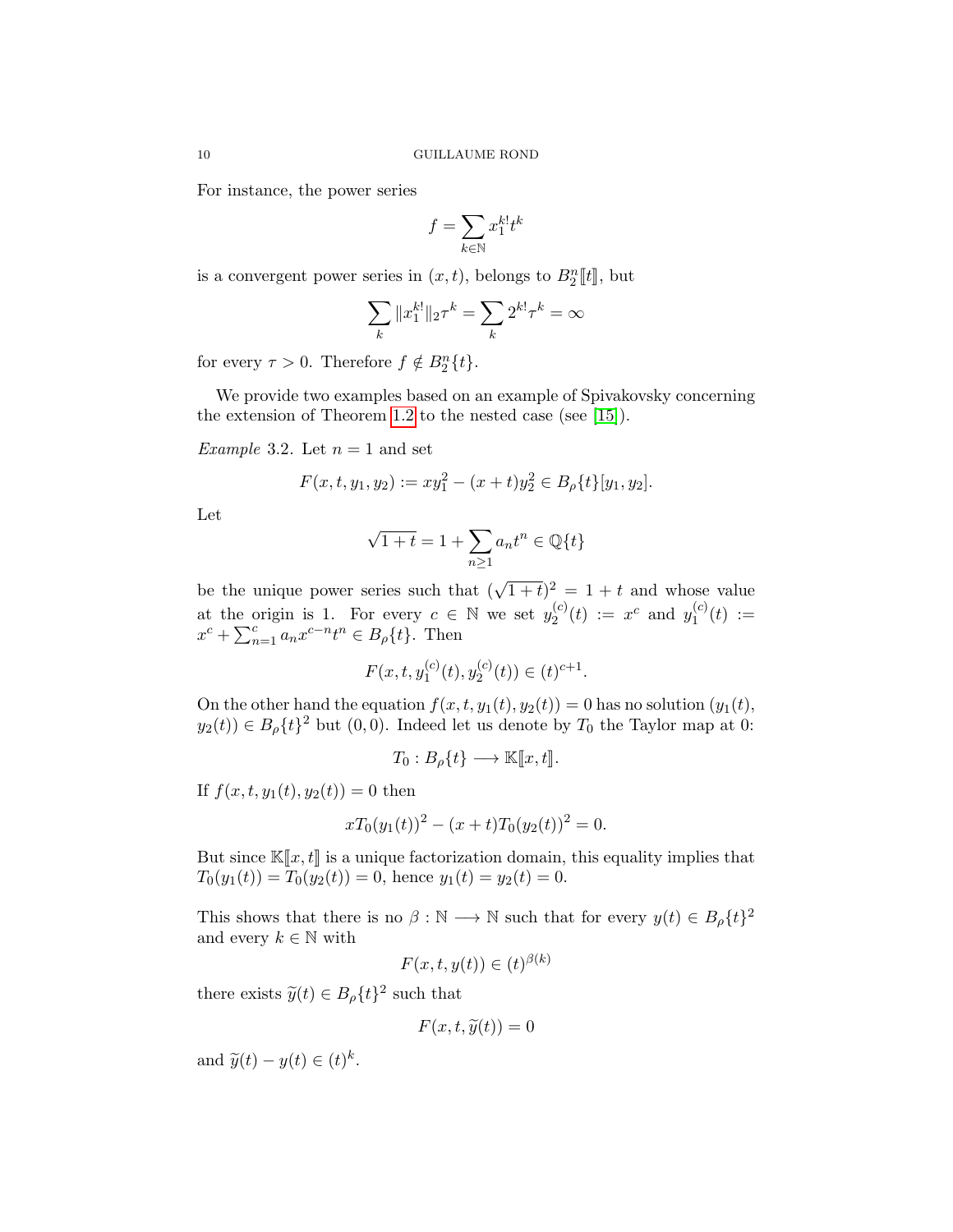For instance, the power series

$$f = \sum_{k\in\mathbb{N}} x_1^{k!} t^k$$

is a convergent power series in $(x,t)$, belongs to $B_2^n[\![t]\!]$, but

$$\sum_k \|x_1^{k!}\|_2 \tau^k = \sum_k 2^{k!}\tau^k = \infty$$

for every $\tau > 0$. Therefore $f \notin B_2^n\{t\}$.

We provide two examples based on an example of Spivakovsky concerning the extension of Theorem 1.2 to the nested case (see [15]).

*Example* 3.2. Let $n = 1$ and set

$$F(x,t,y_1,y_2) := xy_1^2 - (x+t)y_2^2 \in B_\rho\{t\}[y_1,y_2].$$

Let

$$\sqrt{1+t} = 1 + \sum_{n\geq 1} a_n t^n \in \mathbb{Q}\{t\}$$

be the unique power series such that $(\sqrt{1+t})^2 = 1+t$ and whose value at the origin is 1. For every $c \in \mathbb{N}$ we set $y_2^{(c)}(t) := x^c$ and $y_1^{(c)}(t) := x^c + \sum_{n=1}^{c} a_n x^{c-n} t^n \in B_\rho\{t\}$. Then

$$F(x,t,y_1^{(c)}(t), y_2^{(c)}(t)) \in (t)^{c+1}.$$

On the other hand the equation $f(x,t,y_1(t),y_2(t)) = 0$ has no solution $(y_1(t), y_2(t)) \in B_\rho\{t\}^2$ but $(0,0)$. Indeed let us denote by $T_0$ the Taylor map at 0:

$$T_0 : B_\rho\{t\} \longrightarrow \mathbb{K}[\![x,t]\!].$$

If $f(x,t,y_1(t),y_2(t)) = 0$ then

$$xT_0(y_1(t))^2 - (x+t)T_0(y_2(t))^2 = 0.$$

But since $\mathbb{K}[\![x,t]\!]$ is a unique factorization domain, this equality implies that $T_0(y_1(t)) = T_0(y_2(t)) = 0$, hence $y_1(t) = y_2(t) = 0$.

This shows that there is no $\beta : \mathbb{N} \longrightarrow \mathbb{N}$ such that for every $y(t) \in B_\rho\{t\}^2$ and every $k \in \mathbb{N}$ with

$$F(x,t,y(t)) \in (t)^{\beta(k)}$$

there exists $\widetilde{y}(t) \in B_\rho\{t\}^2$ such that

$$F(x,t,\widetilde{y}(t)) = 0$$

and $\widetilde{y}(t) - y(t) \in (t)^k$.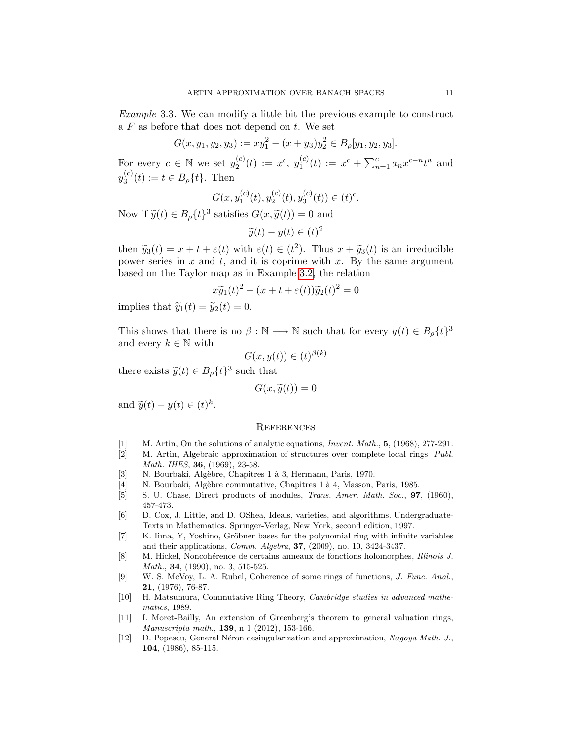*Example* 3.3. We can modify a little bit the previous example to construct a $F$ as before that does not depend on $t$. We set

$$G(x, y_1, y_2, y_3) := xy_1^2 - (x + y_3)y_2^2 \in B_\rho[y_1, y_2, y_3].$$

For every $c \in \mathbb{N}$ we set $y_2^{(c)}(t) := x^c$, $y_1^{(c)}(t) := x^c + \sum_{n=1}^{c} a_n x^{c-n} t^n$ and $y_3^{(c)}(t) := t \in B_\rho\{t\}$. Then

$$G(x, y_1^{(c)}(t), y_2^{(c)}(t), y_3^{(c)}(t)) \in (t)^c.$$

Now if $\widetilde{y}(t) \in B_\rho\{t\}^3$ satisfies $G(x, \widetilde{y}(t)) = 0$ and

$$\widetilde{y}(t) - y(t) \in (t)^2$$

then $\widetilde{y}_3(t) = x + t + \varepsilon(t)$ with $\varepsilon(t) \in (t^2)$. Thus $x + \widetilde{y}_3(t)$ is an irreducible power series in $x$ and $t$, and it is coprime with $x$. By the same argument based on the Taylor map as in Example 3.2, the relation

$$x\widetilde{y}_1(t)^2 - (x + t + \varepsilon(t))\widetilde{y}_2(t)^2 = 0$$

implies that $\widetilde{y}_1(t) = \widetilde{y}_2(t) = 0$.

This shows that there is no $\beta : \mathbb{N} \longrightarrow \mathbb{N}$ such that for every $y(t) \in B_\rho\{t\}^3$ and every $k \in \mathbb{N}$ with

$$G(x, y(t)) \in (t)^{\beta(k)}$$

there exists $\widetilde{y}(t) \in B_\rho\{t\}^3$ such that

$$G(x, \widetilde{y}(t)) = 0$$

and $\widetilde{y}(t) - y(t) \in (t)^k$.

## References

[1] M. Artin, On the solutions of analytic equations, *Invent. Math.*, **5**, (1968), 277-291.

[2] M. Artin, Algebraic approximation of structures over complete local rings, *Publ. Math. IHES*, **36**, (1969), 23-58.

[3] N. Bourbaki, Algèbre, Chapitres 1 à 3, Hermann, Paris, 1970.

[4] N. Bourbaki, Algèbre commutative, Chapitres 1 à 4, Masson, Paris, 1985.

[5] S. U. Chase, Direct products of modules, *Trans. Amer. Math. Soc.*, **97**, (1960), 457-473.

[6] D. Cox, J. Little, and D. OShea, Ideals, varieties, and algorithms. Undergraduate-Texts in Mathematics. Springer-Verlag, New York, second edition, 1997.

[7] K. Iima, Y, Yoshino, Gröbner bases for the polynomial ring with infinite variables and their applications, *Comm. Algebra*, **37**, (2009), no. 10, 3424-3437.

[8] M. Hickel, Noncohérence de certains anneaux de fonctions holomorphes, *Illinois J. Math.*, **34**, (1990), no. 3, 515-525.

[9] W. S. McVoy, L. A. Rubel, Coherence of some rings of functions, *J. Func. Anal.*, **21**, (1976), 76-87.

[10] H. Matsumura, Commutative Ring Theory, *Cambridge studies in advanced mathematics*, 1989.

[11] L Moret-Bailly, An extension of Greenberg's theorem to general valuation rings, *Manuscripta math.*, **139**, n 1 (2012), 153-166.

[12] D. Popescu, General Néron desingularization and approximation, *Nagoya Math. J.*, **104**, (1986), 85-115.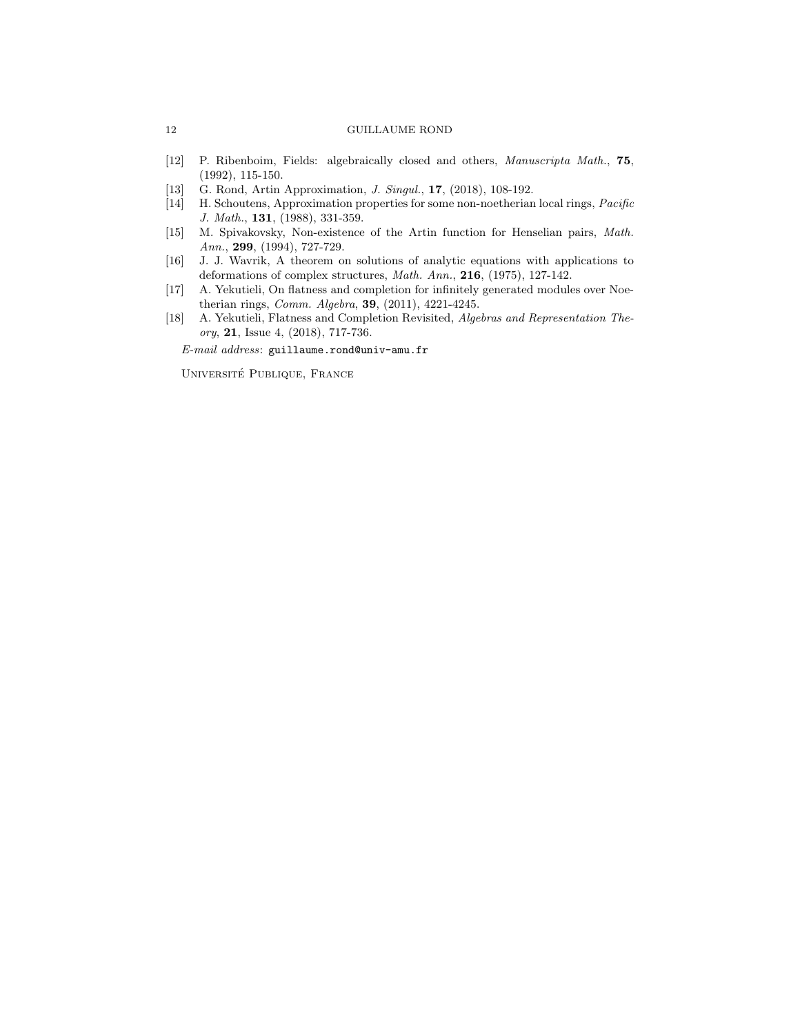[12] P. Ribenboim, Fields: algebraically closed and others, *Manuscripta Math.*, **75**, (1992), 115-150.

[13] G. Rond, Artin Approximation, *J. Singul.*, **17**, (2018), 108-192.

[14] H. Schoutens, Approximation properties for some non-noetherian local rings, *Pacific J. Math.*, **131**, (1988), 331-359.

[15] M. Spivakovsky, Non-existence of the Artin function for Henselian pairs, *Math. Ann.*, **299**, (1994), 727-729.

[16] J. J. Wavrik, A theorem on solutions of analytic equations with applications to deformations of complex structures, *Math. Ann.*, **216**, (1975), 127-142.

[17] A. Yekutieli, On flatness and completion for infinitely generated modules over Noetherian rings, *Comm. Algebra*, **39**, (2011), 4221-4245.

[18] A. Yekutieli, Flatness and Completion Revisited, *Algebras and Representation Theory*, **21**, Issue 4, (2018), 717-736.

*E-mail address*: guillaume.rond@univ-amu.fr

Université Publique, France